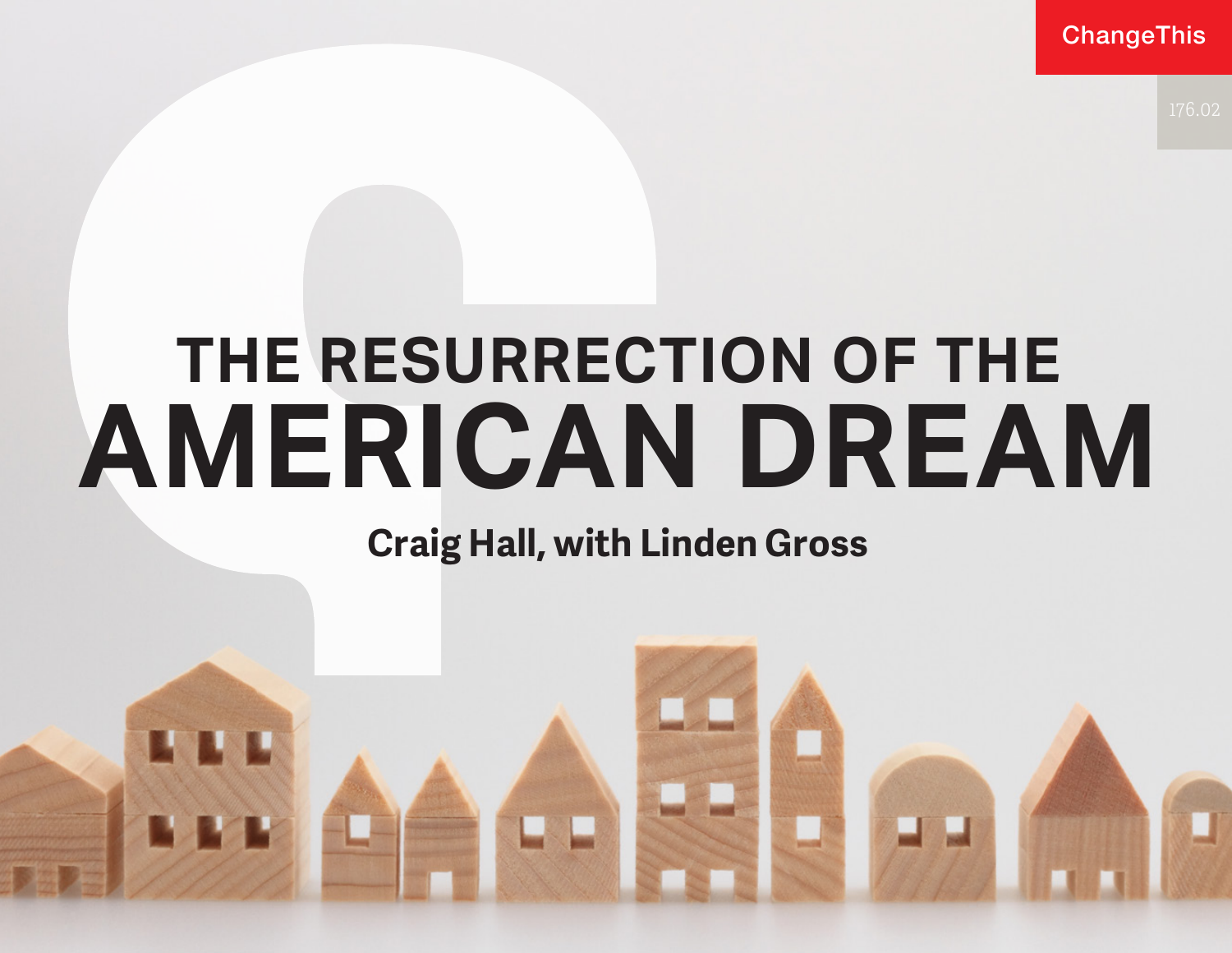# THE RESURRECTION OF THE AMERICAN DREAM

**Craig Hall, with Linden Gross**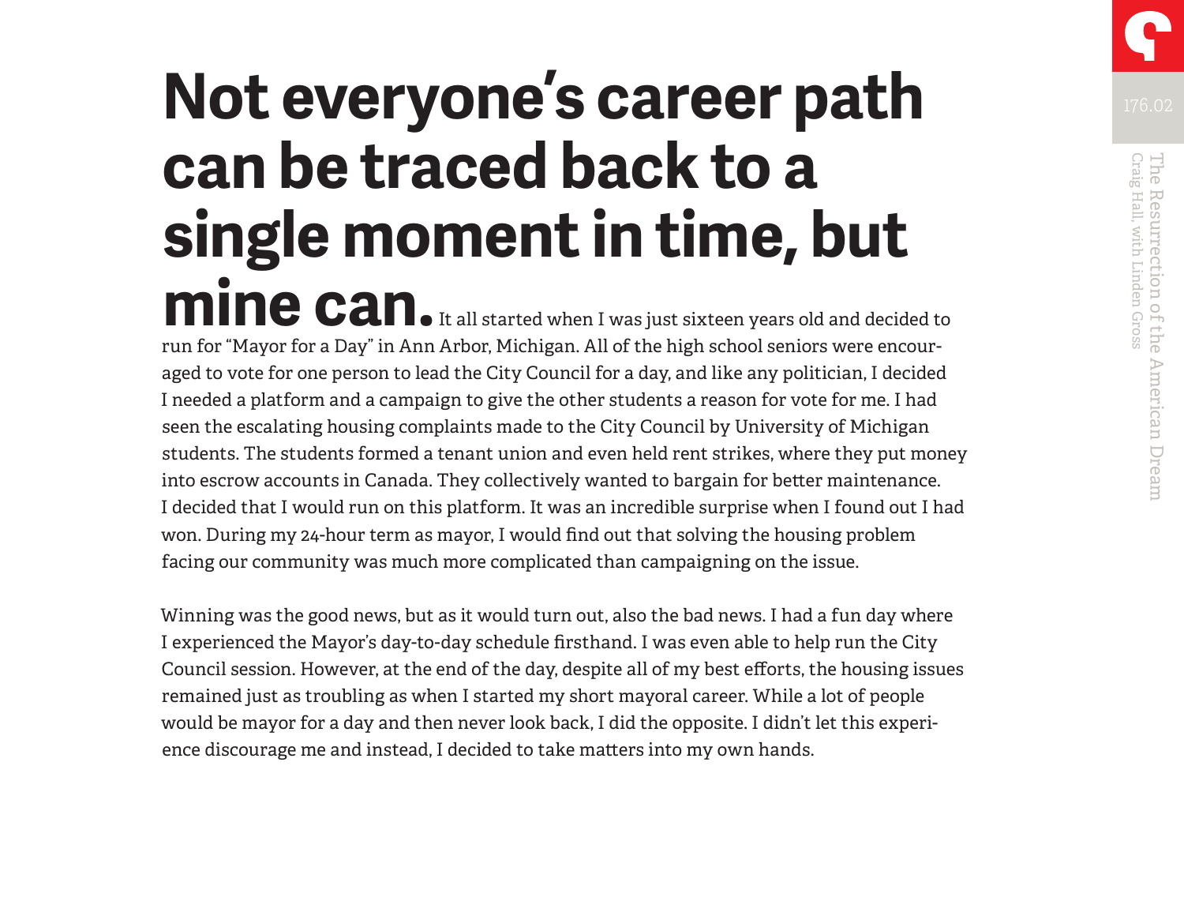**Not everyone's career path can be traced back to a single moment in time, but mine can.** It all started when I was just sixteen years old and decided to run for "Mayor for a Day" in Ann Arbor, Michigan. All of the high school seniors were encouraged to vote for one person to lead the City Council for a day, and like any politician, I decided I needed a platform and a campaign to give the other students a reason for vote for me. I had seen the escalating housing complaints made to the City Council by University of Michigan students. The students formed a tenant union and even held rent strikes, where they put money into escrow accounts in Canada. They collectively wanted to bargain for better maintenance. I decided that I would run on this platform. It was an incredible surprise when I found out I had won. During my 24-hour term as mayor, I would find out that solving the housing problem facing our community was much more complicated than campaigning on the issue.

Winning was the good news, but as it would turn out, also the bad news. I had a fun day where I experienced the Mayor's day-to-day schedule firsthand. I was even able to help run the City Council session. However, at the end of the day, despite all of my best efforts, the housing issues remained just as troubling as when I started my short mayoral career. While a lot of people would be mayor for a day and then never look back, I did the opposite. I didn't let this experience discourage me and instead, I decided to take matters into my own hands.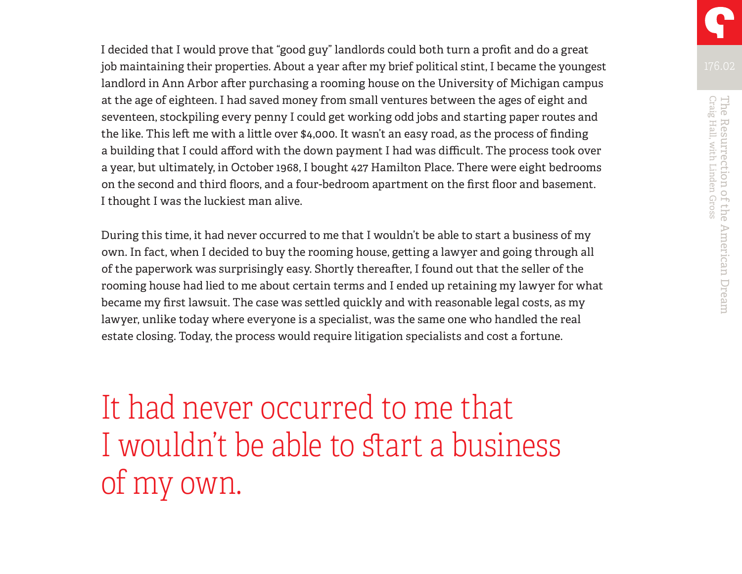I decided that I would prove that "good guy" landlords could both turn a profit and do a great job maintaining their properties. About a year after my brief political stint, I became the youngest landlord in Ann Arbor after purchasing a rooming house on the University of Michigan campus at the age of eighteen. I had saved money from small ventures between the ages of eight and seventeen, stockpiling every penny I could get working odd jobs and starting paper routes and the like. This left me with a little over $4,000. It wasn't an easy road, as the process of finding a building that I could afford with the down payment I had was difficult. The process took over a year, but ultimately, in October 1968, I bought 427 Hamilton Place. There were eight bedrooms on the second and third floors, and a four-bedroom apartment on the first floor and basement. I thought I was the luckiest man alive.

During this time, it had never occurred to me that I wouldn't be able to start a business of my own. In fact, when I decided to buy the rooming house, getting a lawyer and going through all of the paperwork was surprisingly easy. Shortly thereafter, I found out that the seller of the rooming house had lied to me about certain terms and I ended up retaining my lawyer for what became my first lawsuit. The case was settled quickly and with reasonable legal costs, as my lawyer, unlike today where everyone is a specialist, was the same one who handled the real estate closing. Today, the process would require litigation specialists and cost a fortune.

> It had never occurred to me that I wouldn't be able to start a business of my own.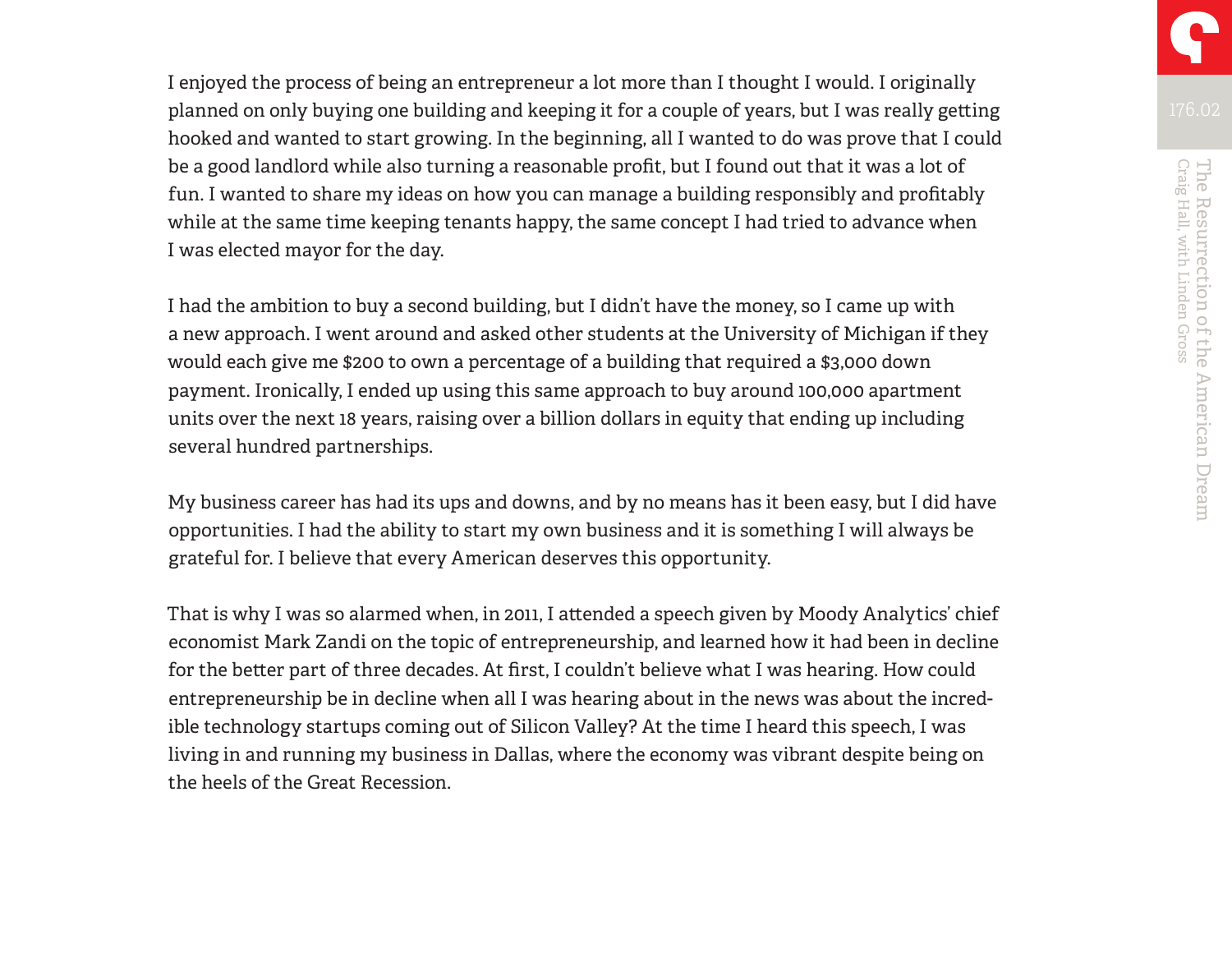I enjoyed the process of being an entrepreneur a lot more than I thought I would. I originally planned on only buying one building and keeping it for a couple of years, but I was really getting hooked and wanted to start growing. In the beginning, all I wanted to do was prove that I could be a good landlord while also turning a reasonable profit, but I found out that it was a lot of fun. I wanted to share my ideas on how you can manage a building responsibly and profitably while at the same time keeping tenants happy, the same concept I had tried to advance when I was elected mayor for the day.

I had the ambition to buy a second building, but I didn't have the money, so I came up with a new approach. I went around and asked other students at the University of Michigan if they would each give me $200 to own a percentage of a building that required a $3,000 down payment. Ironically, I ended up using this same approach to buy around 100,000 apartment units over the next 18 years, raising over a billion dollars in equity that ending up including several hundred partnerships.

My business career has had its ups and downs, and by no means has it been easy, but I did have opportunities. I had the ability to start my own business and it is something I will always be grateful for. I believe that every American deserves this opportunity.

That is why I was so alarmed when, in 2011, I attended a speech given by Moody Analytics' chief economist Mark Zandi on the topic of entrepreneurship, and learned how it had been in decline for the better part of three decades. At first, I couldn't believe what I was hearing. How could entrepreneurship be in decline when all I was hearing about in the news was about the incredible technology startups coming out of Silicon Valley? At the time I heard this speech, I was living in and running my business in Dallas, where the economy was vibrant despite being on the heels of the Great Recession.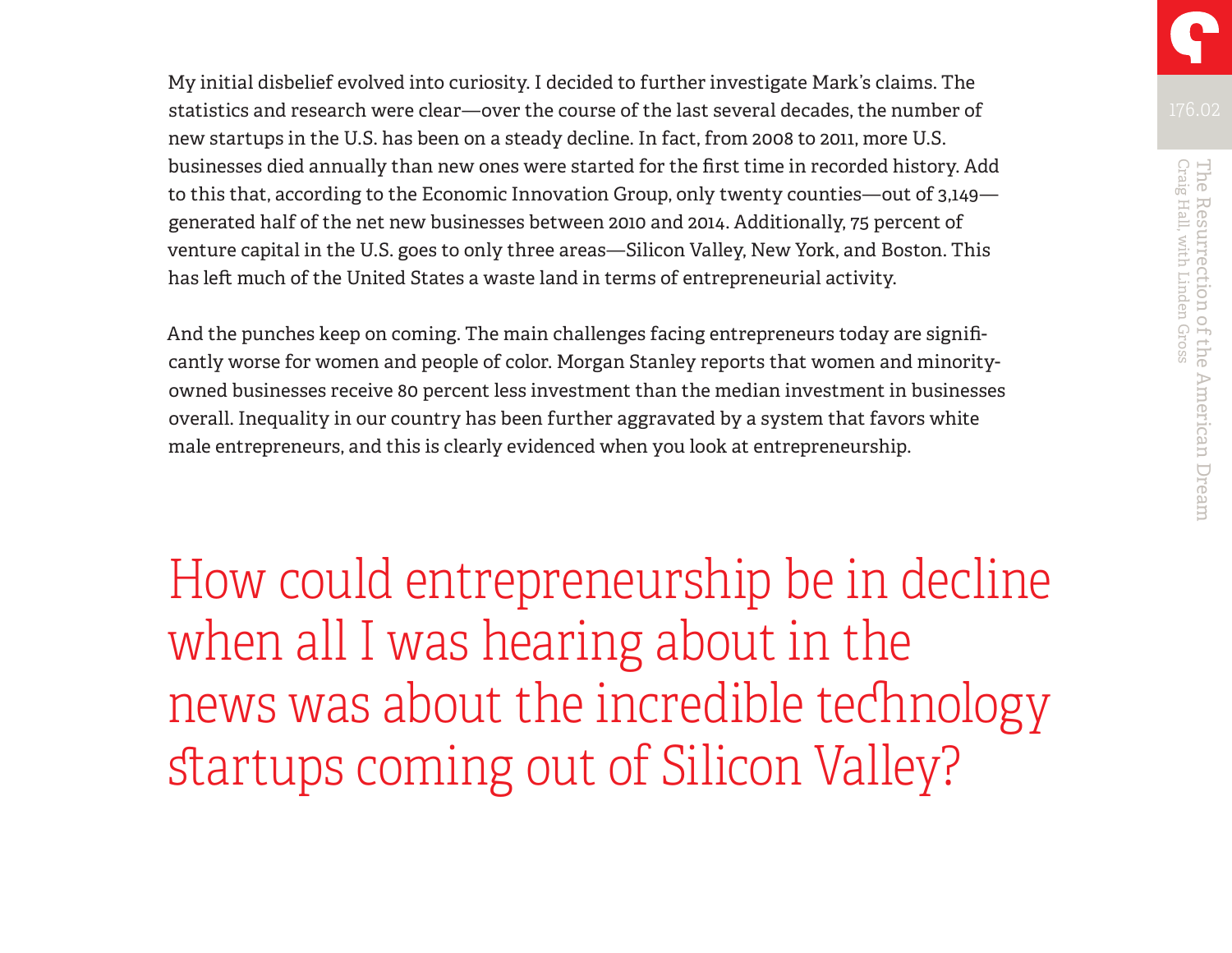My initial disbelief evolved into curiosity. I decided to further investigate Mark's claims. The statistics and research were clear—over the course of the last several decades, the number of new startups in the U.S. has been on a steady decline. In fact, from 2008 to 2011, more U.S. businesses died annually than new ones were started for the first time in recorded history. Add to this that, according to the Economic Innovation Group, only twenty counties—out of 3,149—generated half of the net new businesses between 2010 and 2014. Additionally, 75 percent of venture capital in the U.S. goes to only three areas—Silicon Valley, New York, and Boston. This has left much of the United States a waste land in terms of entrepreneurial activity.

And the punches keep on coming. The main challenges facing entrepreneurs today are significantly worse for women and people of color. Morgan Stanley reports that women and minority-owned businesses receive 80 percent less investment than the median investment in businesses overall. Inequality in our country has been further aggravated by a system that favors white male entrepreneurs, and this is clearly evidenced when you look at entrepreneurship.

> How could entrepreneurship be in decline when all I was hearing about in the news was about the incredible technology startups coming out of Silicon Valley?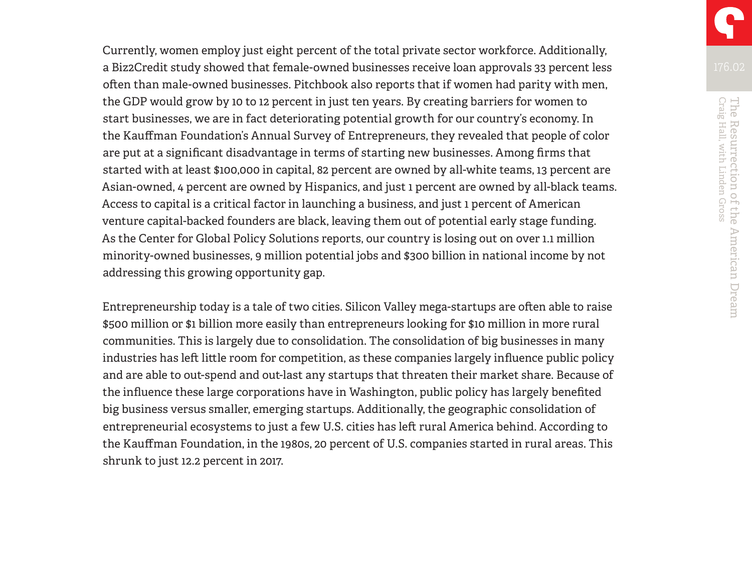Currently, women employ just eight percent of the total private sector workforce. Additionally, a Biz2Credit study showed that female-owned businesses receive loan approvals 33 percent less often than male-owned businesses. Pitchbook also reports that if women had parity with men, the GDP would grow by 10 to 12 percent in just ten years. By creating barriers for women to start businesses, we are in fact deteriorating potential growth for our country's economy. In the Kauffman Foundation's Annual Survey of Entrepreneurs, they revealed that people of color are put at a significant disadvantage in terms of starting new businesses. Among firms that started with at least $100,000 in capital, 82 percent are owned by all-white teams, 13 percent are Asian-owned, 4 percent are owned by Hispanics, and just 1 percent are owned by all-black teams. Access to capital is a critical factor in launching a business, and just 1 percent of American venture capital-backed founders are black, leaving them out of potential early stage funding. As the Center for Global Policy Solutions reports, our country is losing out on over 1.1 million minority-owned businesses, 9 million potential jobs and $300 billion in national income by not addressing this growing opportunity gap.

Entrepreneurship today is a tale of two cities. Silicon Valley mega-startups are often able to raise $500 million or $1 billion more easily than entrepreneurs looking for $10 million in more rural communities. This is largely due to consolidation. The consolidation of big businesses in many industries has left little room for competition, as these companies largely influence public policy and are able to out-spend and out-last any startups that threaten their market share. Because of the influence these large corporations have in Washington, public policy has largely benefited big business versus smaller, emerging startups. Additionally, the geographic consolidation of entrepreneurial ecosystems to just a few U.S. cities has left rural America behind. According to the Kauffman Foundation, in the 1980s, 20 percent of U.S. companies started in rural areas. This shrunk to just 12.2 percent in 2017.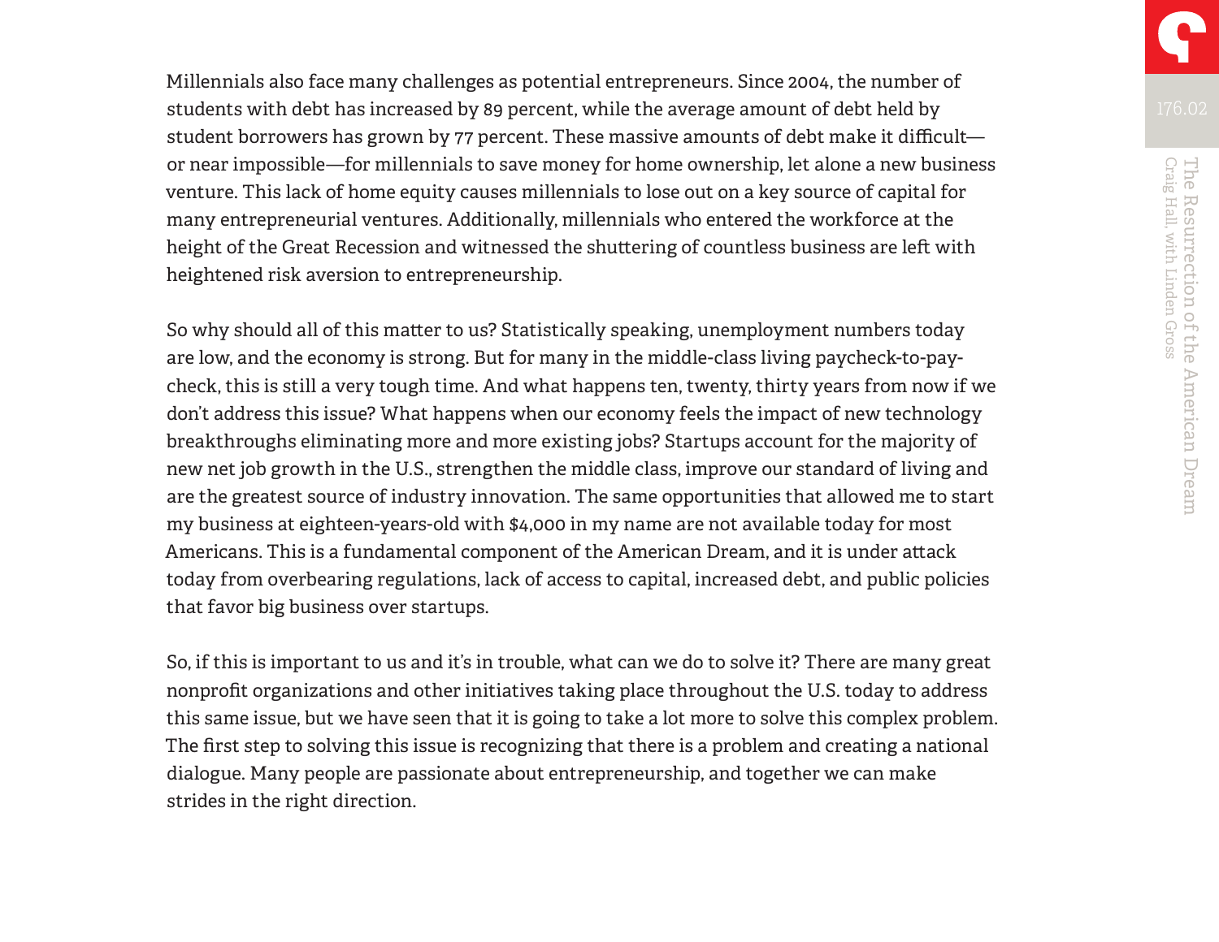Millennials also face many challenges as potential entrepreneurs. Since 2004, the number of students with debt has increased by 89 percent, while the average amount of debt held by student borrowers has grown by 77 percent. These massive amounts of debt make it difficult—or near impossible—for millennials to save money for home ownership, let alone a new business venture. This lack of home equity causes millennials to lose out on a key source of capital for many entrepreneurial ventures. Additionally, millennials who entered the workforce at the height of the Great Recession and witnessed the shuttering of countless business are left with heightened risk aversion to entrepreneurship.

So why should all of this matter to us? Statistically speaking, unemployment numbers today are low, and the economy is strong. But for many in the middle-class living paycheck-to-paycheck, this is still a very tough time. And what happens ten, twenty, thirty years from now if we don't address this issue? What happens when our economy feels the impact of new technology breakthroughs eliminating more and more existing jobs? Startups account for the majority of new net job growth in the U.S., strengthen the middle class, improve our standard of living and are the greatest source of industry innovation. The same opportunities that allowed me to start my business at eighteen-years-old with $4,000 in my name are not available today for most Americans. This is a fundamental component of the American Dream, and it is under attack today from overbearing regulations, lack of access to capital, increased debt, and public policies that favor big business over startups.

So, if this is important to us and it's in trouble, what can we do to solve it? There are many great nonprofit organizations and other initiatives taking place throughout the U.S. today to address this same issue, but we have seen that it is going to take a lot more to solve this complex problem. The first step to solving this issue is recognizing that there is a problem and creating a national dialogue. Many people are passionate about entrepreneurship, and together we can make strides in the right direction.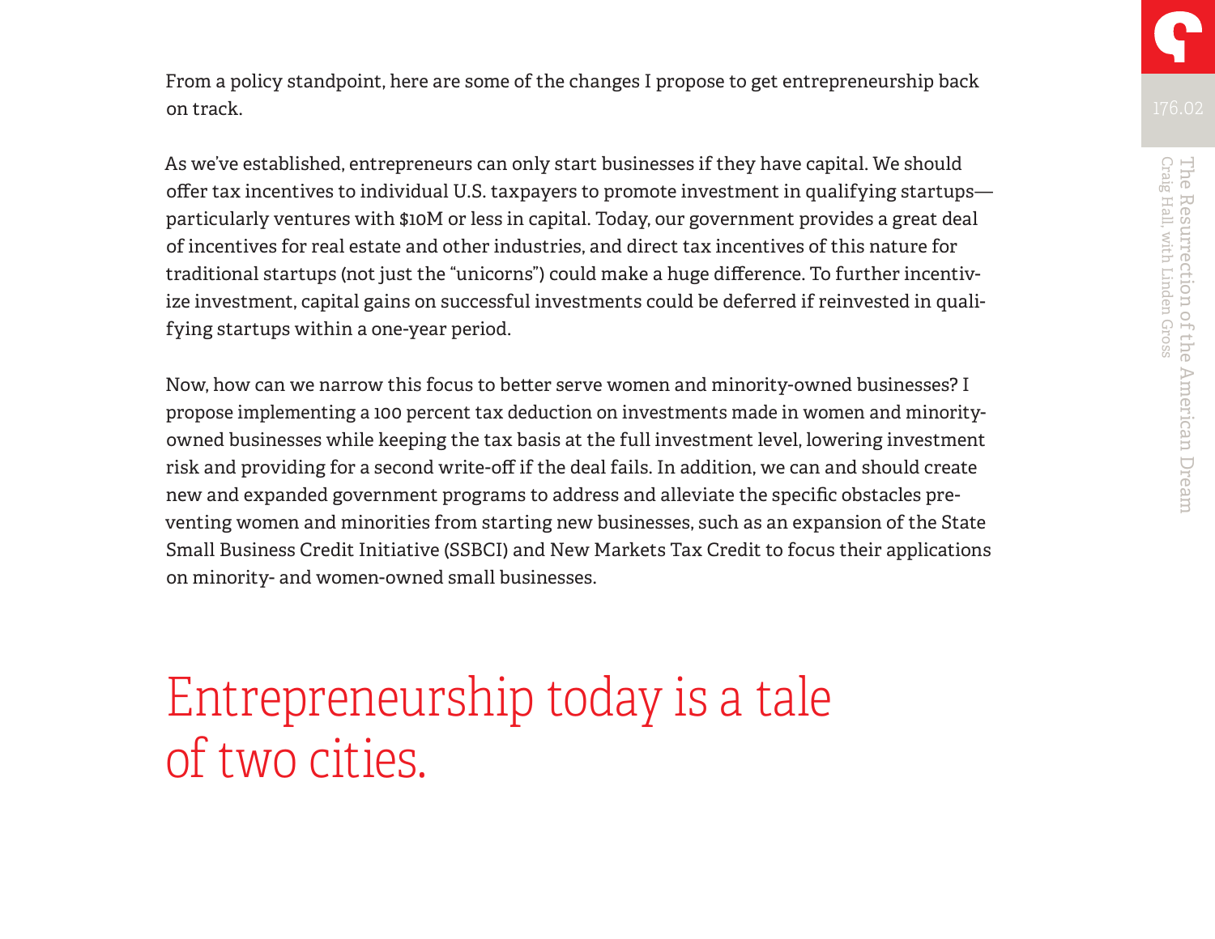From a policy standpoint, here are some of the changes I propose to get entrepreneurship back on track.

As we've established, entrepreneurs can only start businesses if they have capital. We should offer tax incentives to individual U.S. taxpayers to promote investment in qualifying startups—particularly ventures with $10M or less in capital. Today, our government provides a great deal of incentives for real estate and other industries, and direct tax incentives of this nature for traditional startups (not just the "unicorns") could make a huge difference. To further incentivize investment, capital gains on successful investments could be deferred if reinvested in qualifying startups within a one-year period.

Now, how can we narrow this focus to better serve women and minority-owned businesses? I propose implementing a 100 percent tax deduction on investments made in women and minority-owned businesses while keeping the tax basis at the full investment level, lowering investment risk and providing for a second write-off if the deal fails. In addition, we can and should create new and expanded government programs to address and alleviate the specific obstacles preventing women and minorities from starting new businesses, such as an expansion of the State Small Business Credit Initiative (SSBCI) and New Markets Tax Credit to focus their applications on minority- and women-owned small businesses.

## Entrepreneurship today is a tale of two cities.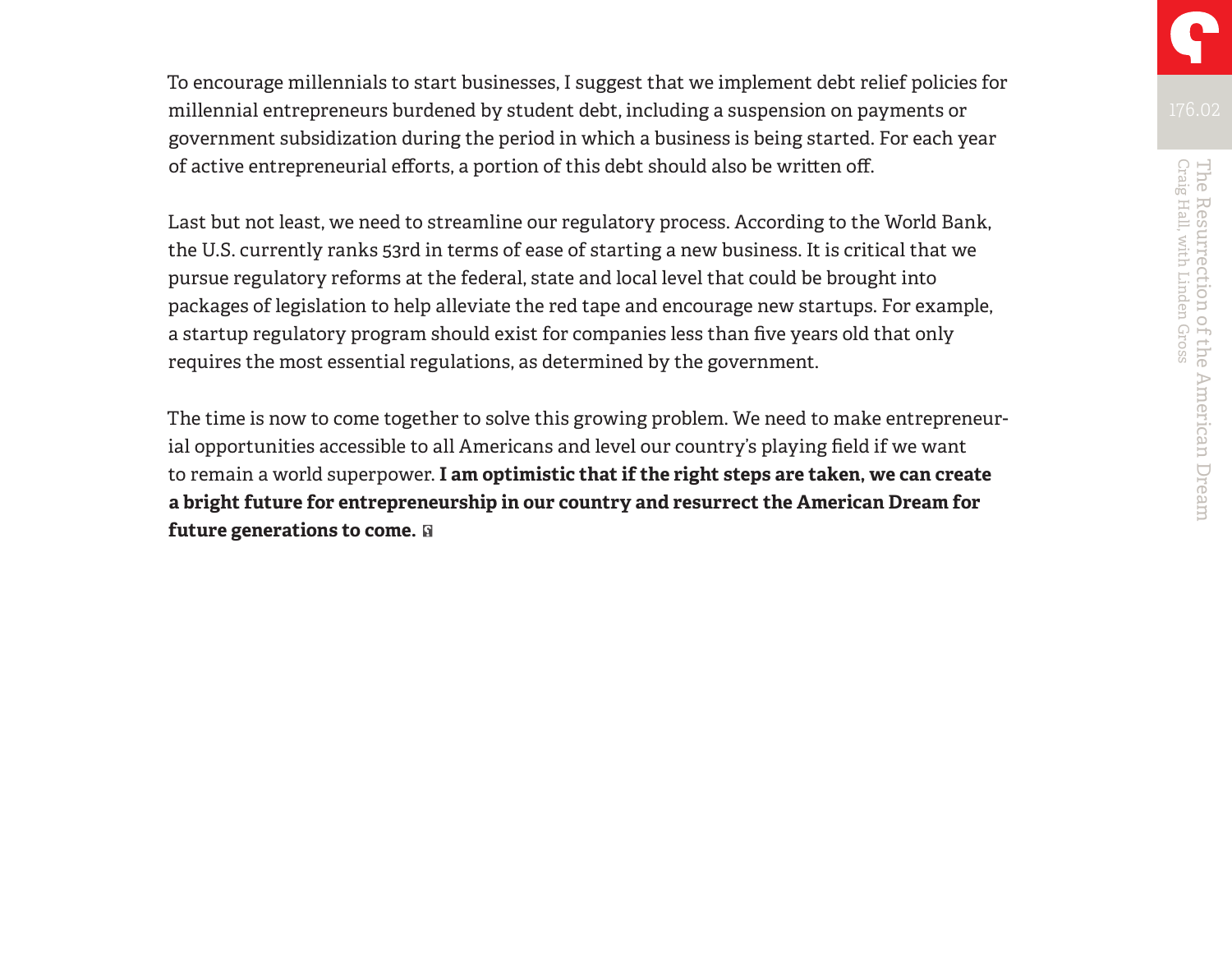To encourage millennials to start businesses, I suggest that we implement debt relief policies for millennial entrepreneurs burdened by student debt, including a suspension on payments or government subsidization during the period in which a business is being started. For each year of active entrepreneurial efforts, a portion of this debt should also be written off.

Last but not least, we need to streamline our regulatory process. According to the World Bank, the U.S. currently ranks 53rd in terms of ease of starting a new business. It is critical that we pursue regulatory reforms at the federal, state and local level that could be brought into packages of legislation to help alleviate the red tape and encourage new startups. For example, a startup regulatory program should exist for companies less than five years old that only requires the most essential regulations, as determined by the government.

The time is now to come together to solve this growing problem. We need to make entrepreneurial opportunities accessible to all Americans and level our country's playing field if we want to remain a world superpower. **I am optimistic that if the right steps are taken, we can create a bright future for entrepreneurship in our country and resurrect the American Dream for future generations to come.**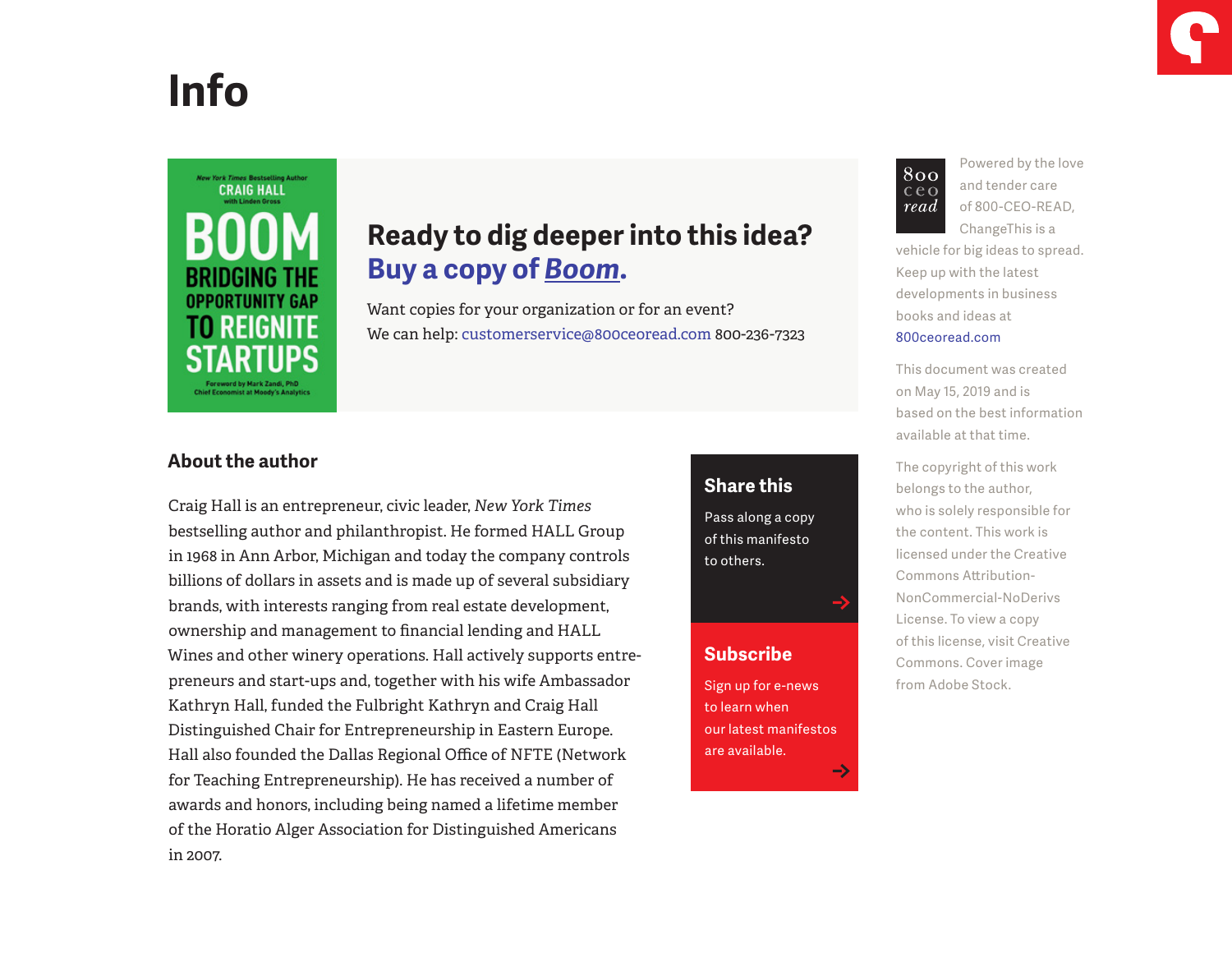# Info

**Ready to dig deeper into this idea?**
**Buy a copy of *Boom*.**

Want copies for your organization or for an event?
We can help: customerservice@800ceoread.com 800-236-7323

## About the author

Craig Hall is an entrepreneur, civic leader, *New York Times* bestselling author and philanthropist. He formed HALL Group in 1968 in Ann Arbor, Michigan and today the company controls billions of dollars in assets and is made up of several subsidiary brands, with interests ranging from real estate development, ownership and management to financial lending and HALL Wines and other winery operations. Hall actively supports entrepreneurs and start-ups and, together with his wife Ambassador Kathryn Hall, funded the Fulbright Kathryn and Craig Hall Distinguished Chair for Entrepreneurship in Eastern Europe. Hall also founded the Dallas Regional Office of NFTE (Network for Teaching Entrepreneurship). He has received a number of awards and honors, including being named a lifetime member of the Horatio Alger Association for Distinguished Americans in 2007.

**Share this**

Pass along a copy of this manifesto to others.

**Subscribe**

Sign up for e-news to learn when our latest manifestos are available.

Powered by the love and tender care of 800-CEO-READ, ChangeThis is a vehicle for big ideas to spread. Keep up with the latest developments in business books and ideas at 800ceoread.com

This document was created on May 15, 2019 and is based on the best information available at that time.

The copyright of this work belongs to the author, who is solely responsible for the content. This work is licensed under the Creative Commons Attribution-NonCommercial-NoDerivs License. To view a copy of this license, visit Creative Commons. Cover image from Adobe Stock.